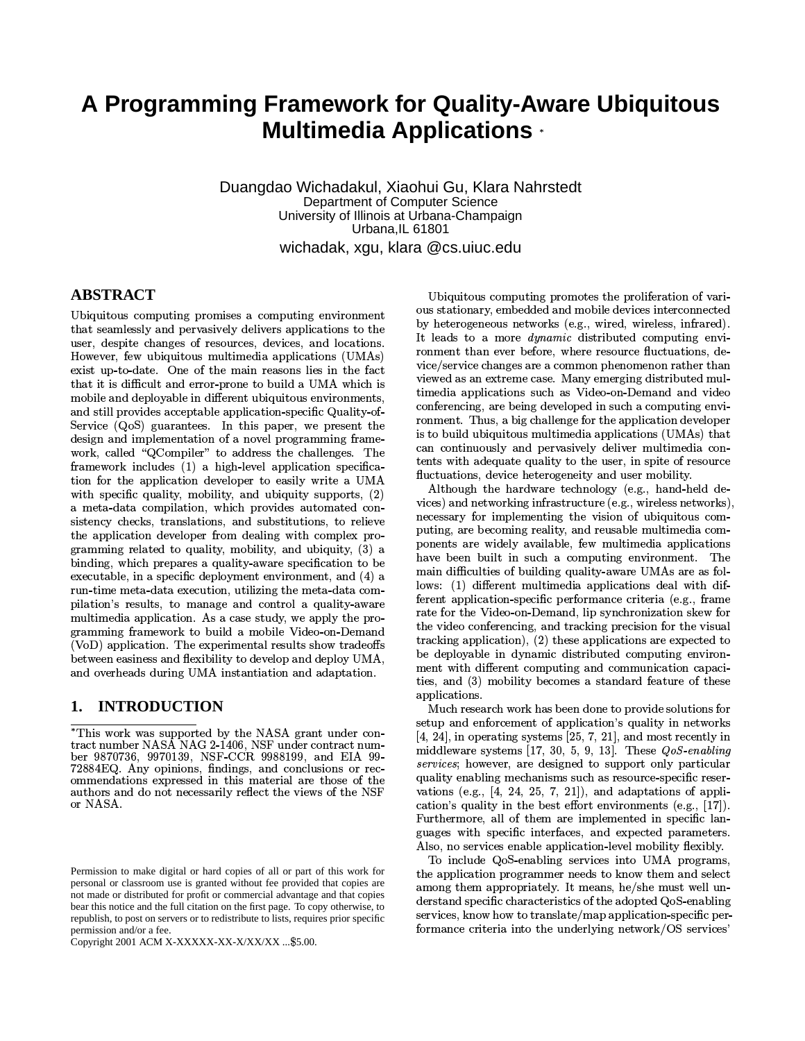# A Programming Framework for Quality-Aware Ubiquitous Multimedia Applications *

Duangdao Wichadakul, Xiaohui Gu, Klara Nahrstedt
Department of Computer Science
University of Illinois at Urbana-Champaign
Urbana,IL 61801
wichadak, xgu, klara @cs.uiuc.edu

## ABSTRACT

Ubiquitous computing promises a computing environment that seamlessly and pervasively delivers applications to the user, despite changes of resources, devices, and locations. However, few ubiquitous multimedia applications (UMAs) exist up-to-date. One of the main reasons lies in the fact that it is difficult and error-prone to build a UMA which is mobile and deployable in different ubiquitous environments, and still provides acceptable application-specific Quality-of-Service (QoS) guarantees. In this paper, we present the design and implementation of a novel programming framework, called "QCompiler" to address the challenges. The framework includes (1) a high-level application specification for the application developer to easily write a UMA with specific quality, mobility, and ubiquity supports, (2) a meta-data compilation, which provides automated consistency checks, translations, and substitutions, to relieve the application developer from dealing with complex programming related to quality, mobility, and ubiquity, (3) a binding, which prepares a quality-aware specification to be executable, in a specific deployment environment, and (4) a run-time meta-data execution, utilizing the meta-data compilation's results, to manage and control a quality-aware multimedia application. As a case study, we apply the programming framework to build a mobile Video-on-Demand (VoD) application. The experimental results show tradeoffs between easiness and flexibility to develop and deploy UMA, and overheads during UMA instantiation and adaptation.

## 1. INTRODUCTION

*This work was supported by the NASA grant under contract number NASA NAG 2-1406, NSF under contract number 9870736, 9970139, NSF-CCR 9988199, and EIA 99-72884EQ. Any opinions, findings, and conclusions or recommendations expressed in this material are those of the authors and do not necessarily reflect the views of the NSF or NASA.

Permission to make digital or hard copies of all or part of this work for personal or classroom use is granted without fee provided that copies are not made or distributed for profit or commercial advantage and that copies bear this notice and the full citation on the first page. To copy otherwise, to republish, to post on servers or to redistribute to lists, requires prior specific permission and/or a fee.
Copyright 2001 ACM X-XXXXX-XX-X/XX/XX ...$5.00.

Ubiquitous computing promotes the proliferation of various stationary, embedded and mobile devices interconnected by heterogeneous networks (e.g., wired, wireless, infrared). It leads to a more *dynamic* distributed computing environment than ever before, where resource fluctuations, device/service changes are a common phenomenon rather than viewed as an extreme case. Many emerging distributed multimedia applications such as Video-on-Demand and video conferencing, are being developed in such a computing environment. Thus, a big challenge for the application developer is to build ubiquitous multimedia applications (UMAs) that can continuously and pervasively deliver multimedia contents with adequate quality to the user, in spite of resource fluctuations, device heterogeneity and user mobility.

Although the hardware technology (e.g., hand-held devices) and networking infrastructure (e.g., wireless networks), necessary for implementing the vision of ubiquitous computing, are becoming reality, and reusable multimedia components are widely available, few multimedia applications have been built in such a computing environment. The main difficulties of building quality-aware UMAs are as follows: (1) different multimedia applications deal with different application-specific performance criteria (e.g., frame rate for the Video-on-Demand, lip synchronization skew for the video conferencing, and tracking precision for the visual tracking application), (2) these applications are expected to be deployable in dynamic distributed computing environment with different computing and communication capacities, and (3) mobility becomes a standard feature of these applications.

Much research work has been done to provide solutions for setup and enforcement of application's quality in networks [4, 24], in operating systems [25, 7, 21], and most recently in middleware systems [17, 30, 5, 9, 13]. These *QoS-enabling services*; however, are designed to support only particular quality enabling mechanisms such as resource-specific reservations (e.g., [4, 24, 25, 7, 21]), and adaptations of application's quality in the best effort environments (e.g., [17]). Furthermore, all of them are implemented in specific languages with specific interfaces, and expected parameters. Also, no services enable application-level mobility flexibly.

To include QoS-enabling services into UMA programs, the application programmer needs to know them and select among them appropriately. It means, he/she must well understand specific characteristics of the adopted QoS-enabling services, know how to translate/map application-specific performance criteria into the underlying network/OS services'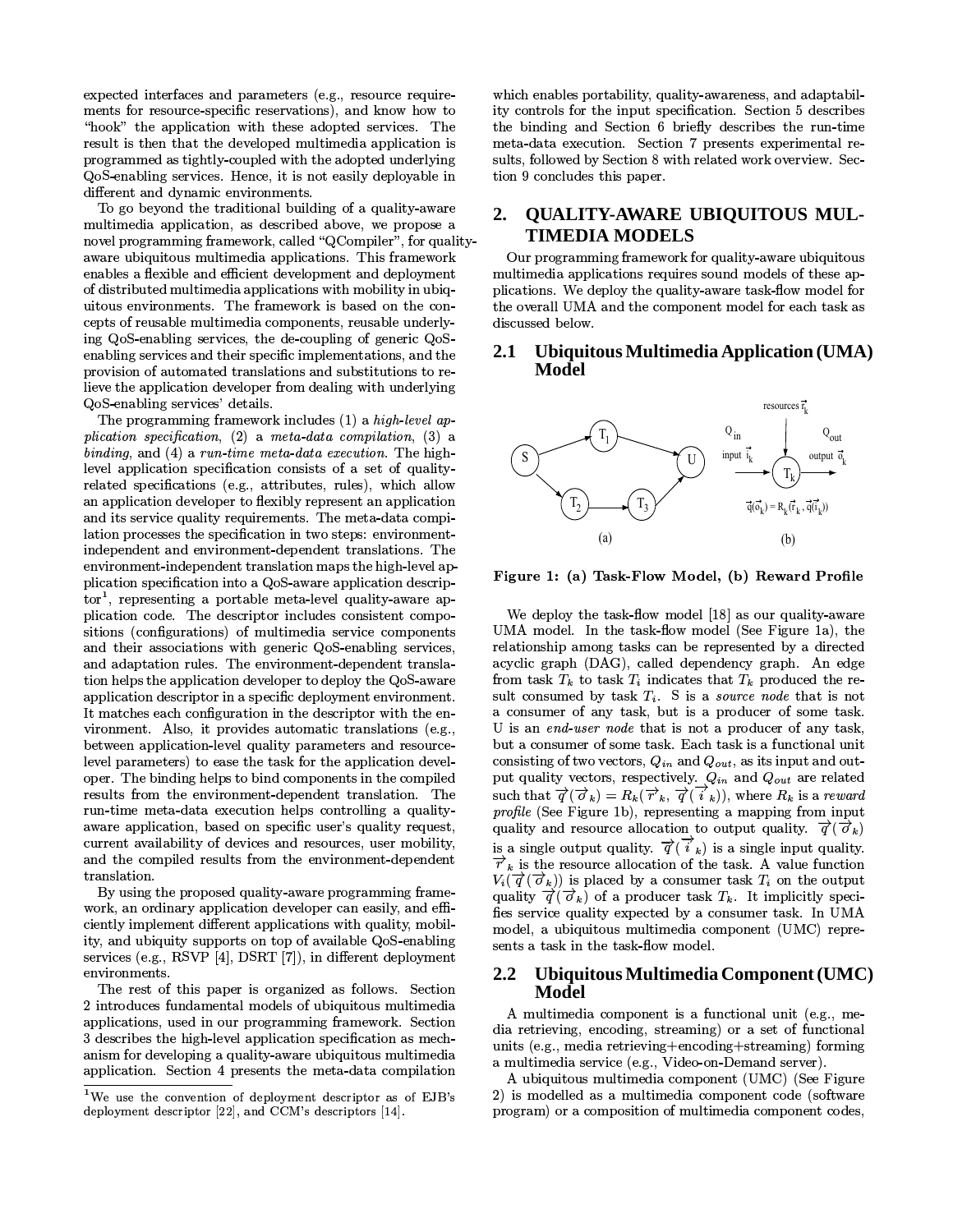expected interfaces and parameters (e.g., resource requirements for resource-specific reservations), and know how to "hook" the application with these adopted services. The result is then that the developed multimedia application is programmed as tightly-coupled with the adopted underlying QoS-enabling services. Hence, it is not easily deployable in different and dynamic environments.

To go beyond the traditional building of a quality-aware multimedia application, as described above, we propose a novel programming framework, called "QCompiler", for quality-aware ubiquitous multimedia applications. This framework enables a flexible and efficient development and deployment of distributed multimedia applications with mobility in ubiquitous environments. The framework is based on the concepts of reusable multimedia components, reusable underlying QoS-enabling services, the de-coupling of generic QoS-enabling services and their specific implementations, and the provision of automated translations and substitutions to relieve the application developer from dealing with underlying QoS-enabling services' details.

The programming framework includes (1) a *high-level application specification*, (2) a *meta-data compilation*, (3) a *binding*, and (4) a *run-time meta-data execution*. The high-level application specification consists of a set of quality-related specifications (e.g., attributes, rules), which allow an application developer to flexibly represent an application and its service quality requirements. The meta-data compilation processes the specification in two steps: environment-independent and environment-dependent translations. The environment-independent translation maps the high-level application specification into a QoS-aware application descriptor[1], representing a portable meta-level quality-aware application code. The descriptor includes consistent compositions (configurations) of multimedia service components and their associations with generic QoS-enabling services, and adaptation rules. The environment-dependent translation helps the application developer to deploy the QoS-aware application descriptor in a specific deployment environment. It matches each configuration in the descriptor with the environment. Also, it provides automatic translations (e.g., between application-level quality parameters and resource-level parameters) to ease the task for the application developer. The binding helps to bind components in the compiled results from the environment-dependent translation. The run-time meta-data execution helps controlling a quality-aware application, based on specific user's quality request, current availability of devices and resources, user mobility, and the compiled results from the environment-dependent translation.

By using the proposed quality-aware programming framework, an ordinary application developer can easily, and efficiently implement different applications with quality, mobility, and ubiquity supports on top of available QoS-enabling services (e.g., RSVP [4], DSRT [7]), in different deployment environments.

The rest of this paper is organized as follows. Section 2 introduces fundamental models of ubiquitous multimedia applications, used in our programming framework. Section 3 describes the high-level application specification as mechanism for developing a quality-aware ubiquitous multimedia application. Section 4 presents the meta-data compilation which enables portability, quality-awareness, and adaptability controls for the input specification. Section 5 describes the binding and Section 6 briefly describes the run-time meta-data execution. Section 7 presents experimental results, followed by Section 8 with related work overview. Section 9 concludes this paper.

[1] We use the convention of deployment descriptor as of EJB's deployment descriptor [22], and CCM's descriptors [14].

## 2. QUALITY-AWARE UBIQUITOUS MULTIMEDIA MODELS

Our programming framework for quality-aware ubiquitous multimedia applications requires sound models of these applications. We deploy the quality-aware task-flow model for the overall UMA and the component model for each task as discussed below.

### 2.1 Ubiquitous Multimedia Application (UMA) Model

**Figure 1: (a) Task-Flow Model, (b) Reward Profile**

We deploy the task-flow model [18] as our quality-aware UMA model. In the task-flow model (See Figure 1a), the relationship among tasks can be represented by a directed acyclic graph (DAG), called dependency graph. An edge from task $T_k$ to task $T_i$ indicates that $T_k$ produced the result consumed by task $T_i$. S is a *source node* that is not a consumer of any task, but is a producer of some task. U is an *end-user node* that is not a producer of any task, but a consumer of some task. Each task is a functional unit consisting of two vectors, $Q_{in}$ and $Q_{out}$, as its input and output quality vectors, respectively. $Q_{in}$ and $Q_{out}$ are related such that $\vec{q}(\vec{o}_k) = R_k(\vec{r}_k, \vec{q}(\vec{i}_k))$, where $R_k$ is a *reward profile* (See Figure 1b), representing a mapping from input quality and resource allocation to output quality. $\vec{q}(\vec{o}_k)$ is a single output quality. $\vec{q}(\vec{i}_k)$ is a single input quality. $\vec{r}_k$ is the resource allocation of the task. A value function $V_i(\vec{q}(\vec{o}_k))$ is placed by a consumer task $T_i$ on the output quality $\vec{q}(\vec{o}_k)$ of a producer task $T_k$. It implicitly specifies service quality expected by a consumer task. In UMA model, a ubiquitous multimedia component (UMC) represents a task in the task-flow model.

### 2.2 Ubiquitous Multimedia Component (UMC) Model

A multimedia component is a functional unit (e.g., media retrieving, encoding, streaming) or a set of functional units (e.g., media retrieving+encoding+streaming) forming a multimedia service (e.g., Video-on-Demand server).

A ubiquitous multimedia component (UMC) (See Figure 2) is modelled as a multimedia component code (software program) or a composition of multimedia component codes,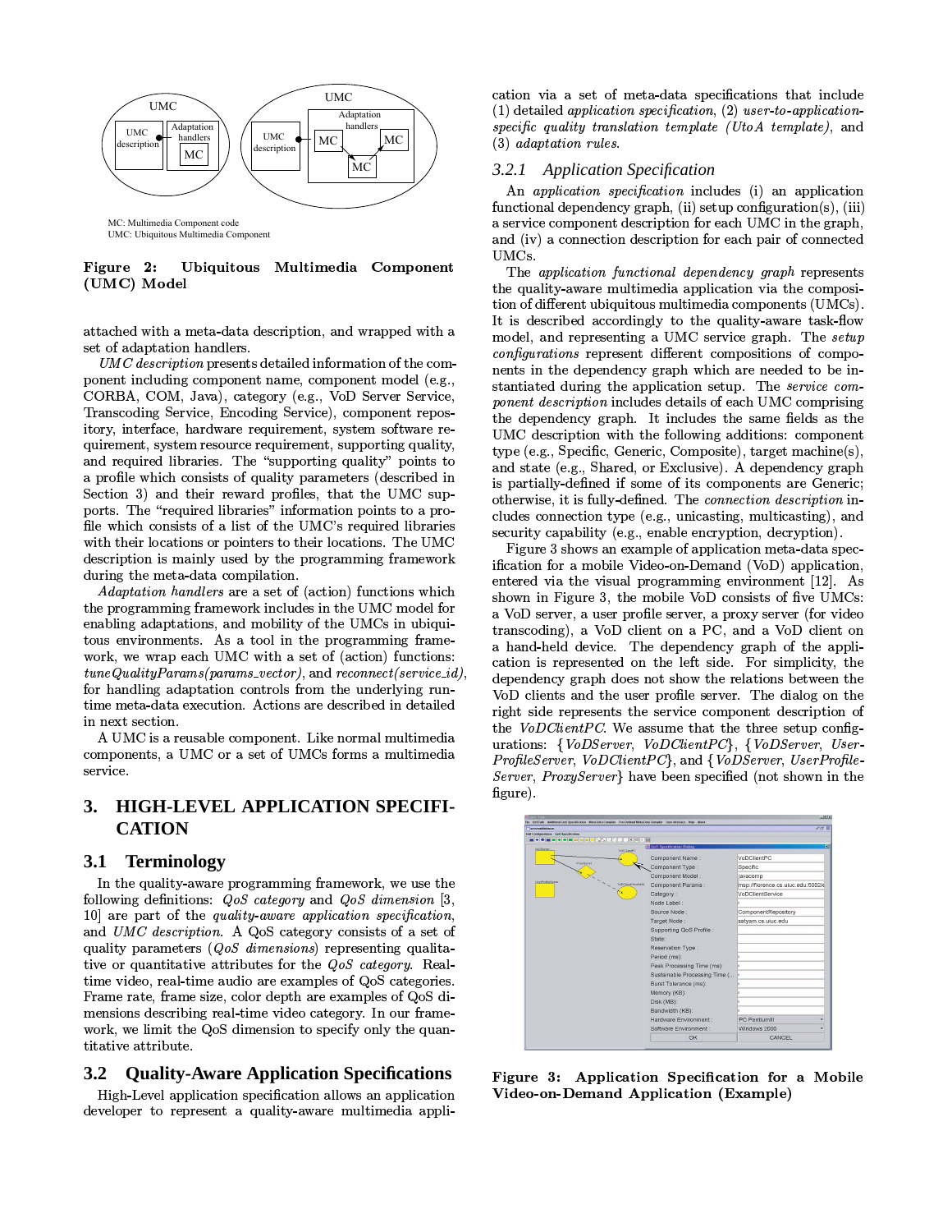MC: Multimedia Component code
UMC: Ubiquitous Multimedia Component

**Figure 2: Ubiquitous Multimedia Component (UMC) Model**

attached with a meta-data description, and wrapped with a set of adaptation handlers.

*UMC description* presents detailed information of the component including component name, component model (e.g., CORBA, COM, Java), category (e.g., VoD Server Service, Transcoding Service, Encoding Service), component repository, interface, hardware requirement, system software requirement, system resource requirement, supporting quality, and required libraries. The "supporting quality" points to a profile which consists of quality parameters (described in Section 3) and their reward profiles, that the UMC supports. The "required libraries" information points to a profile which consists of a list of the UMC's required libraries with their locations or pointers to their locations. The UMC description is mainly used by the programming framework during the meta-data compilation.

*Adaptation handlers* are a set of (action) functions which the programming framework includes in the UMC model for enabling adaptations, and mobility of the UMCs in ubiquitous environments. As a tool in the programming framework, we wrap each UMC with a set of (action) functions: *tuneQualityParams(params_vector)*, and *reconnect(service_id)*, for handling adaptation controls from the underlying run-time meta-data execution. Actions are described in detailed in next section.

A UMC is a reusable component. Like normal multimedia components, a UMC or a set of UMCs forms a multimedia service.

## 3. HIGH-LEVEL APPLICATION SPECIFICATION

### 3.1 Terminology

In the quality-aware programming framework, we use the following definitions: *QoS category* and *QoS dimension* [3, 10] are part of the *quality-aware application specification*, and *UMC description*. A QoS category consists of a set of quality parameters (*QoS dimensions*) representing qualitative or quantitative attributes for the *QoS category*. Real-time video, real-time audio are examples of QoS categories. Frame rate, frame size, color depth are examples of QoS dimensions describing real-time video category. In our framework, we limit the QoS dimension to specify only the quantitative attribute.

### 3.2 Quality-Aware Application Specifications

High-Level application specification allows an application developer to represent a quality-aware multimedia application via a set of meta-data specifications that include (1) detailed *application specification*, (2) *user-to-application-specific quality translation template (UtoA template)*, and (3) *adaptation rules*.

#### 3.2.1 Application Specification

An *application specification* includes (i) an application functional dependency graph, (ii) setup configuration(s), (iii) a service component description for each UMC in the graph, and (iv) a connection description for each pair of connected UMCs.

The *application functional dependency graph* represents the quality-aware multimedia application via the composition of different ubiquitous multimedia components (UMCs). It is described accordingly to the quality-aware task-flow model, and representing a UMC service graph. The *setup configurations* represent different compositions of components in the dependency graph which are needed to be instantiated during the application setup. The *service component description* includes details of each UMC comprising the dependency graph. It includes the same fields as the UMC description with the following additions: component type (e.g., Specific, Generic, Composite), target machine(s), and state (e.g., Shared, or Exclusive). A dependency graph is partially-defined if some of its components are Generic; otherwise, it is fully-defined. The *connection description* includes connection type (e.g., unicasting, multicasting), and security capability (e.g., enable encryption, decryption).

Figure 3 shows an example of application meta-data specification for a mobile Video-on-Demand (VoD) application, entered via the visual programming environment [12]. As shown in Figure 3, the mobile VoD consists of five UMCs: a VoD server, a user profile server, a proxy server (for video transcoding), a VoD client on a PC, and a VoD client on a hand-held device. The dependency graph of the application is represented on the left side. For simplicity, the dependency graph does not show the relations between the VoD clients and the user profile server. The dialog on the right side represents the service component description of the *VoDClientPC*. We assume that the three setup configurations: {*VoDServer*, *VoDClientPC*}, {*VoDServer*, *UserProfileServer*, *VoDClientPC*}, and {*VoDServer*, *UserProfileServer*, *ProxyServer*} have been specified (not shown in the figure).

**Figure 3: Application Specification for a Mobile Video-on-Demand Application (Example)**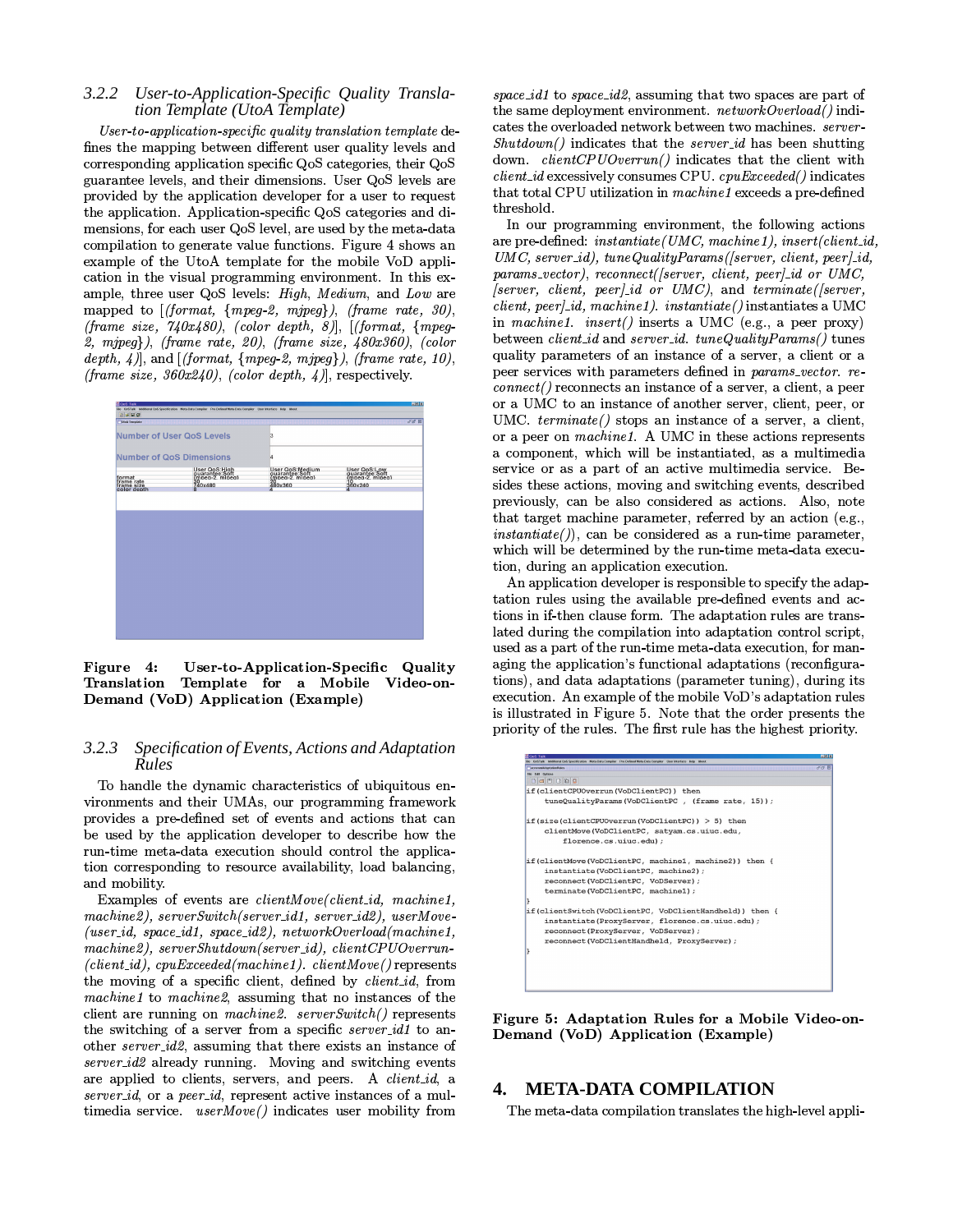### 3.2.2 User-to-Application-Specific Quality Translation Template (UtoA Template)

*User-to-application-specific quality translation template* defines the mapping between different user quality levels and corresponding application specific QoS categories, their QoS guarantee levels, and their dimensions. User QoS levels are provided by the application developer for a user to request the application. Application-specific QoS categories and dimensions, for each user QoS level, are used by the meta-data compilation to generate value functions. Figure 4 shows an example of the UtoA template for the mobile VoD application in the visual programming environment. In this example, three user QoS levels: *High*, *Medium*, and *Low* are mapped to [*(format, {mpeg-2, mjpeg})*, *(frame rate, 30)*, *(frame size, 740x480)*, *(color depth, 8)*], [*(format, {mpeg-2, mjpeg})*, *(frame rate, 20)*, *(frame size, 480x360)*, *(color depth, 4)*], and [*(format, {mpeg-2, mjpeg})*, *(frame rate, 10)*, *(frame size, 360x240)*, *(color depth, 4)*], respectively.

**Figure 4: User-to-Application-Specific Quality Translation Template for a Mobile Video-on-Demand (VoD) Application (Example)**

### 3.2.3 Specification of Events, Actions and Adaptation Rules

To handle the dynamic characteristics of ubiquitous environments and their UMAs, our programming framework provides a pre-defined set of events and actions that can be used by the application developer to describe how the run-time meta-data execution should control the application corresponding to resource availability, load balancing, and mobility.

Examples of events are *clientMove(client_id, machine1, machine2)*, *serverSwitch(server_id1, server_id2)*, *userMove(user_id, space_id1, space_id2)*, *networkOverload(machine1, machine2)*, *serverShutdown(server_id)*, *clientCPUOverrun(client_id)*, *cpuExceeded(machine1)*. *clientMove()* represents the moving of a specific client, defined by *client_id*, from *machine1* to *machine2*, assuming that no instances of the client are running on *machine2*. *serverSwitch()* represents the switching of a server from a specific *server_id1* to another *server_id2*, assuming that there exists an instance of *server_id2* already running. Moving and switching events are applied to clients, servers, and peers. A *client_id*, a *server_id*, or a *peer_id*, represent active instances of a multimedia service. *userMove()* indicates user mobility from *space_id1* to *space_id2*, assuming that two spaces are part of the same deployment environment. *networkOverload()* indicates the overloaded network between two machines. *serverShutdown()* indicates that the *server_id* has been shutting down. *clientCPUOverrun()* indicates that the client with *client_id* excessively consumes CPU. *cpuExceeded()* indicates that total CPU utilization in *machine1* exceeds a pre-defined threshold.

In our programming environment, the following actions are pre-defined: *instantiate(UMC, machine1)*, *insert(client_id, UMC, server_id)*, *tuneQualityParams([server, client, peer]_id, params_vector)*, *reconnect([server, client, peer]_id or UMC, [server, client, peer]_id or UMC)*, and *terminate([server, client, peer]_id, machine1)*. *instantiate()* instantiates a UMC in *machine1*. *insert()* inserts a UMC (e.g., a peer proxy) between *client_id* and *server_id*. *tuneQualityParams()* tunes quality parameters of an instance of a server, a client or a peer services with parameters defined in *params_vector*. *reconnect()* reconnects an instance of a server, a client, a peer or a UMC to an instance of another server, client, peer, or UMC. *terminate()* stops an instance of a server, a client, or a peer on *machine1*. A UMC in these actions represents a component, which will be instantiated, as a multimedia service or as a part of an active multimedia service. Besides these actions, moving and switching events, described previously, can be also considered as actions. Also, note that target machine parameter, referred by an action (e.g., *instantiate()*), can be considered as a run-time parameter, which will be determined by the run-time meta-data execution, during an application execution.

An application developer is responsible to specify the adaptation rules using the available pre-defined events and actions in if-then clause form. The adaptation rules are translated during the compilation into adaptation control script, used as a part of the run-time meta-data execution, for managing the application's functional adaptations (reconfigurations), and data adaptations (parameter tuning), during its execution. An example of the mobile VoD's adaptation rules is illustrated in Figure 5. Note that the order presents the priority of the rules. The first rule has the highest priority.

**Figure 5: Adaptation Rules for a Mobile Video-on-Demand (VoD) Application (Example)**

## 4. META-DATA COMPILATION

The meta-data compilation translates the high-level appli-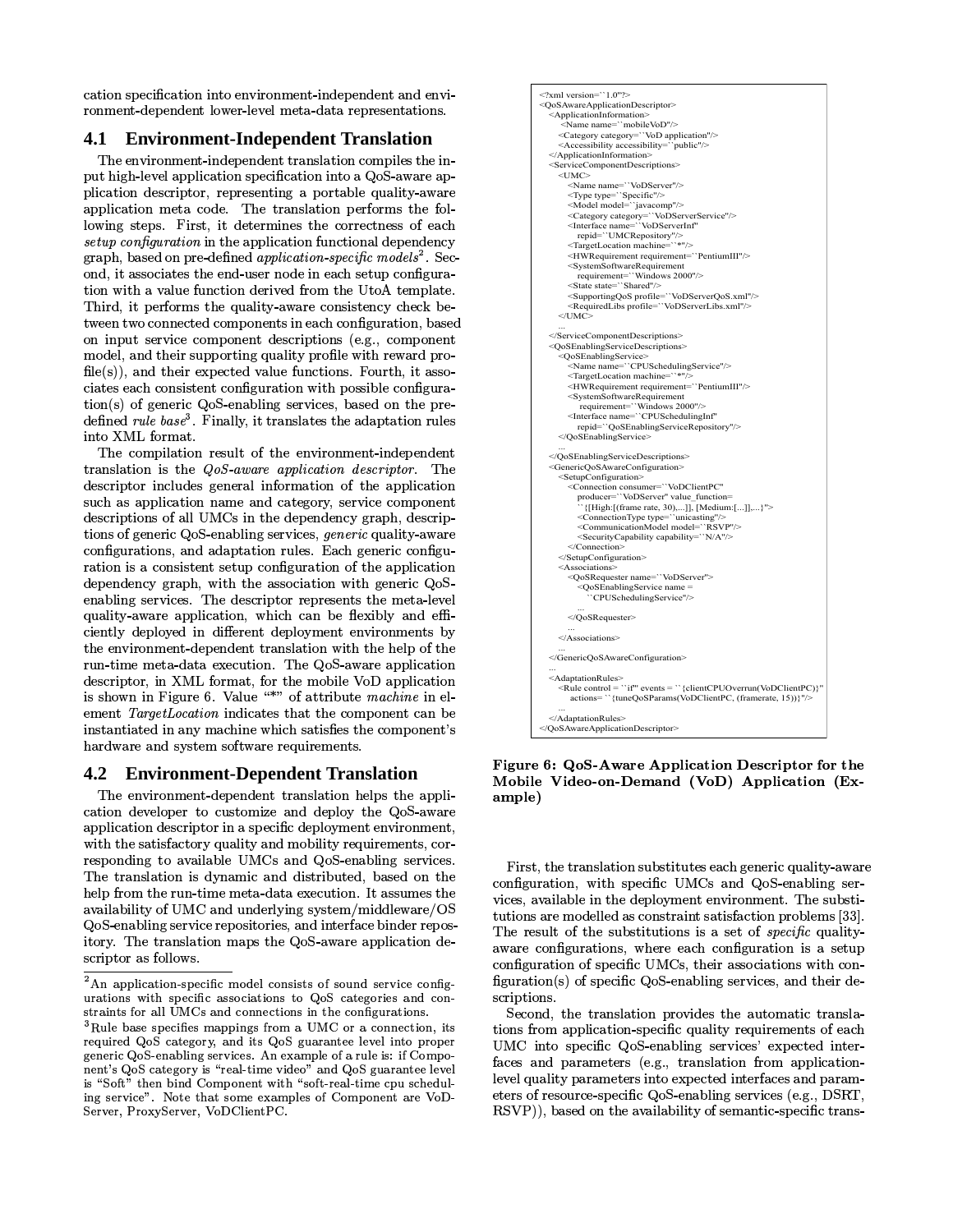cation specification into environment-independent and environment-dependent lower-level meta-data representations.

## 4.1 Environment-Independent Translation

The environment-independent translation compiles the input high-level application specification into a QoS-aware application descriptor, representing a portable quality-aware application meta code. The translation performs the following steps. First, it determines the correctness of each *setup configuration* in the application functional dependency graph, based on pre-defined *application-specific models*[2]. Second, it associates the end-user node in each setup configuration with a value function derived from the UtoA template. Third, it performs the quality-aware consistency check between two connected components in each configuration, based on input service component descriptions (e.g., component model, and their supporting quality profile with reward profile(s)), and their expected value functions. Fourth, it associates each consistent configuration with possible configuration(s) of generic QoS-enabling services, based on the pre-defined *rule base*[3]. Finally, it translates the adaptation rules into XML format.

The compilation result of the environment-independent translation is the *QoS-aware application descriptor*. The descriptor includes general information of the application such as application name and category, service component descriptions of all UMCs in the dependency graph, descriptions of generic QoS-enabling services, *generic* quality-aware configurations, and adaptation rules. Each generic configuration is a consistent setup configuration of the application dependency graph, with the association with generic QoS-enabling services. The descriptor represents the meta-level quality-aware application, which can be flexibly and efficiently deployed in different deployment environments by the environment-dependent translation with the help of the run-time meta-data execution. The QoS-aware application descriptor, in XML format, for the mobile VoD application is shown in Figure 6. Value "*" of attribute *machine* in element *TargetLocation* indicates that the component can be instantiated in any machine which satisfies the component's hardware and system software requirements.

```
<?xml version=``1.0"?>
<QoSAwareApplicationDescriptor>
  <ApplicationInformation>
    <Name name=``mobileVoD"/>
    <Category category=``VoD application"/>
    <Accessibility accessibility=``public"/>
  </ApplicationInformation>
  <ServiceComponentDescriptions>
    <UMC>
      <Name name=``VoDServer"/>
      <Type type=``Specific"/>
      <Model model=``javacomp"/>
      <Category category=``VoDServerService"/>
      <Interface name=``VoDServerInf"
        repid=``UMCRepository"/>
      <TargetLocation machine=``*"/>
      <HWRequirement requirement=``PentiumIII"/>
      <SystemSoftwareRequirement
        requirement=``Windows 2000"/>
      <State state=``Shared"/>
      <SupportingQoS profile=``VoDServerQoS.xml"/>
      <RequiredLibs profile=``VoDServerLibs.xml"/>
    </UMC>
    ...
  </ServiceComponentDescriptions>
  <QoSEnablingServiceDescriptions>
    <QoSEnablingService>
      <Name name=``CPUSchedulingService"/>
      <TargetLocation machine=``*"/>
      <HWRequirement requirement=``PentiumIII"/>
      <SystemSoftwareRequirement
        requirement=``Windows 2000"/>
      <Interface name=``CPUSchedulingInf"
        repid=``QoSEnablingServiceRepository"/>
    </QoSEnablingService>
    ...
  </QoSEnablingServiceDescriptions>
  <GenericQoSAwareConfiguration>
    <SetupConfiguration>
      <Connection consumer=``VoDClientPC"
        producer=``VoDServer" value_function=
        ``{[High:[(frame rate, 30),...]], [Medium:[...]],...}">
        <ConnectionType type=``unicasting"/>
        <CommunicationModel model=``RSVP"/>
        <SecurityCapability capability=``N/A"/>
      </Connection>
    </SetupConfiguration>
    <Associations>
      <QoSRequester name=``VoDServer">
        <QoSEnablingService name =
          ``CPUSchedulingService"/>
        ...
      </QoSRequester>
      ...
    </Associations>
    ...
  </GenericQoSAwareConfiguration>
  ...
  <AdaptationRules>
    <Rule control = ``if" events = ``{clientCPUOverrun(VoDClientPC)}"
      actions= ``{tuneQoSParams(VoDClientPC, (framerate, 15))}"/>
    ...
  </AdaptationRules>
</QoSAwareApplicationDescriptor>
```

**Figure 6: QoS-Aware Application Descriptor for the Mobile Video-on-Demand (VoD) Application (Example)**

## 4.2 Environment-Dependent Translation

The environment-dependent translation helps the application developer to customize and deploy the QoS-aware application descriptor in a specific deployment environment, with the satisfactory quality and mobility requirements, corresponding to available UMCs and QoS-enabling services. The translation is dynamic and distributed, based on the help from the run-time meta-data execution. It assumes the availability of UMC and underlying system/middleware/OS QoS-enabling service repositories, and interface binder repository. The translation maps the QoS-aware application descriptor as follows.

First, the translation substitutes each generic quality-aware configuration, with specific UMCs and QoS-enabling services, available in the deployment environment. The substitutions are modelled as constraint satisfaction problems [33]. The result of the substitutions is a set of *specific* quality-aware configurations, where each configuration is a setup configuration of specific UMCs, their associations with configuration(s) of specific QoS-enabling services, and their descriptions.

Second, the translation provides the automatic translations from application-specific quality requirements of each UMC into specific QoS-enabling services' expected interfaces and parameters (e.g., translation from application-level quality parameters into expected interfaces and parameters of resource-specific QoS-enabling services (e.g., DSRT, RSVP)), based on the availability of semantic-specific trans-

---

[2] An application-specific model consists of sound service configurations with specific associations to QoS categories and constraints for all UMCs and connections in the configurations.

[3] Rule base specifies mappings from a UMC or a connection, its required QoS category, and its QoS guarantee level into proper generic QoS-enabling services. An example of a rule is: if Component's QoS category is "real-time video" and QoS guarantee level is "Soft" then bind Component with "soft-real-time cpu scheduling service". Note that some examples of Component are VoDServer, ProxyServer, VoDClientPC.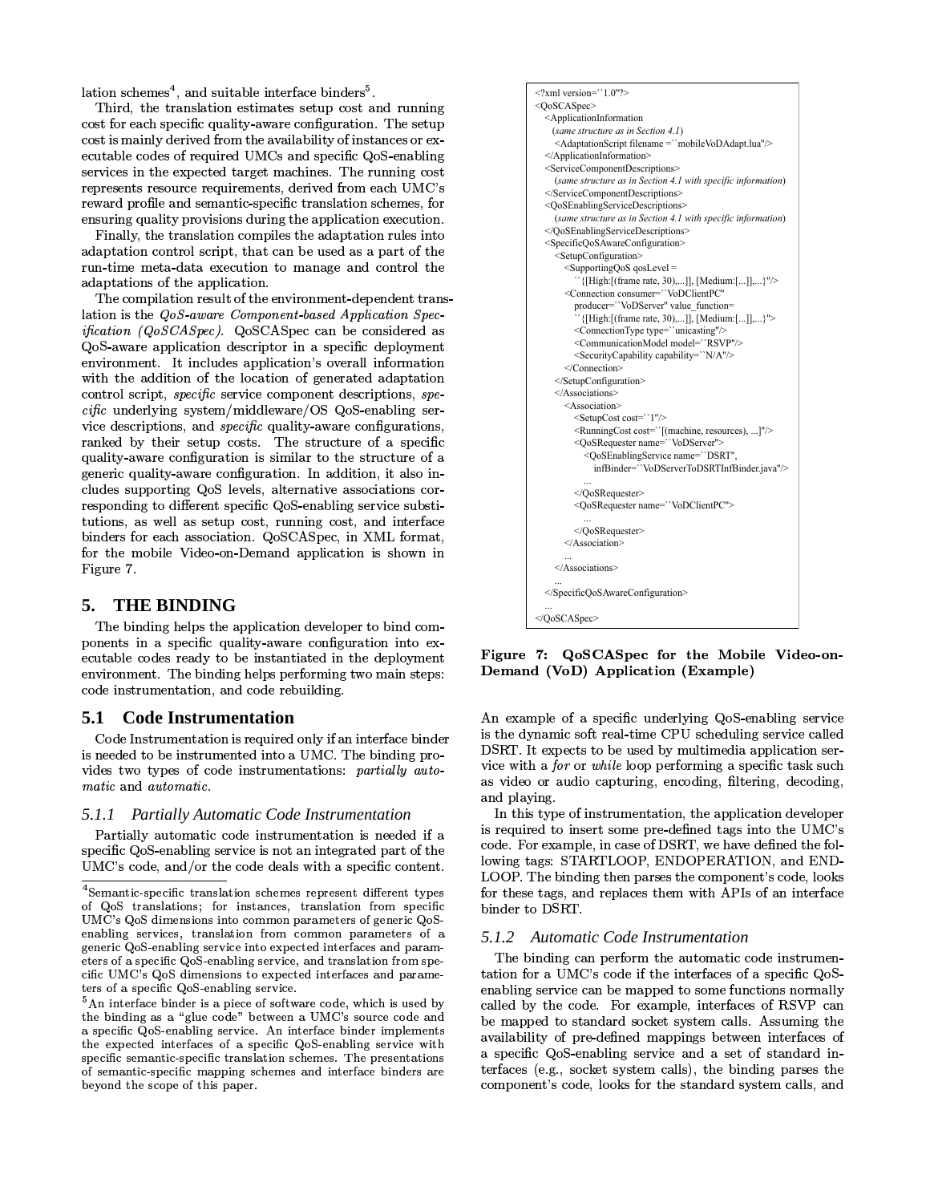lation schemes[4], and suitable interface binders[5].

Third, the translation estimates setup cost and running cost for each specific quality-aware configuration. The setup cost is mainly derived from the availability of instances or executable codes of required UMCs and specific QoS-enabling services in the expected target machines. The running cost represents resource requirements, derived from each UMC's reward profile and semantic-specific translation schemes, for ensuring quality provisions during the application execution.

Finally, the translation compiles the adaptation rules into adaptation control script, that can be used as a part of the run-time meta-data execution to manage and control the adaptations of the application.

The compilation result of the environment-dependent translation is the *QoS-aware Component-based Application Specification (QoSCASpec)*. QoSCASpec can be considered as QoS-aware application descriptor in a specific deployment environment. It includes application's overall information with the addition of the location of generated adaptation control script, *specific* service component descriptions, *specific* underlying system/middleware/OS QoS-enabling service descriptions, and *specific* quality-aware configurations, ranked by their setup costs. The structure of a specific quality-aware configuration is similar to the structure of a generic quality-aware configuration. In addition, it also includes supporting QoS levels, alternative associations corresponding to different specific QoS-enabling service substitutions, as well as setup cost, running cost, and interface binders for each association. QoSCASpec, in XML format, for the mobile Video-on-Demand application is shown in Figure 7.

```
<?xml version="1.0"?>
<QoSCASpec>
  <ApplicationInformation
    (same structure as in Section 4.1)
    <AdaptationScript filename ="mobileVoDAdapt.lua"/>
  </ApplicationInformation>
  <ServiceComponentDescriptions>
    (same structure as in Section 4.1 with specific information)
  </ServiceComponentDescriptions>
  <QoSEnablingServiceDescriptions>
    (same structure as in Section 4.1 with specific information)
  </QoSEnablingServiceDescriptions>
  <SpecificQoSAwareConfiguration>
    <SetupConfiguration>
      <SupportingQoS qosLevel =
        "{[High:[(frame rate, 30),...]], [Medium:[...]],...}"/>
      <Connection consumer="VoDClientPC"
        producer="VoDServer" value_function=
        "{[High:[(frame rate, 30),...]], [Medium:[...]],...}">
        <ConnectionType type="unicasting"/>
        <CommunicationModel model="RSVP"/>
        <SecurityCapability capability="N/A"/>
      </Connection>
    </SetupConfiguration>
    </Associations>
      <Association>
        <SetupCost cost="1"/>
        <RunningCost cost="[(machine, resources), ...]"/>
        <QoSRequester name="VoDServer">
          <QoSEnablingService name="DSRT",
            infBinder="VoDServerToDSRTInfBinder.java"/>
          ...
        </QoSRequester>
        <QoSRequester name="VoDClientPC">
          ...
        </QoSRequester>
      </Association>
      ...
    </Associations>
    ...
  </SpecificQoSAwareConfiguration>
  ...
</QoSCASpec>
```

**Figure 7: QoSCASpec for the Mobile Video-on-Demand (VoD) Application (Example)**

## 5. THE BINDING

The binding helps the application developer to bind components in a specific quality-aware configuration into executable codes ready to be instantiated in the deployment environment. The binding helps performing two main steps: code instrumentation, and code rebuilding.

### 5.1 Code Instrumentation

Code Instrumentation is required only if an interface binder is needed to be instrumented into a UMC. The binding provides two types of code instrumentations: *partially automatic* and *automatic*.

#### 5.1.1 Partially Automatic Code Instrumentation

Partially automatic code instrumentation is needed if a specific QoS-enabling service is not an integrated part of the UMC's code, and/or the code deals with a specific content. An example of a specific underlying QoS-enabling service is the dynamic soft real-time CPU scheduling service called DSRT. It expects to be used by multimedia application service with a *for* or *while* loop performing a specific task such as video or audio capturing, encoding, filtering, decoding, and playing.

In this type of instrumentation, the application developer is required to insert some pre-defined tags into the UMC's code. For example, in case of DSRT, we have defined the following tags: STARTLOOP, ENDOPERATION, and ENDLOOP. The binding then parses the component's code, looks for these tags, and replaces them with APIs of an interface binder to DSRT.

#### 5.1.2 Automatic Code Instrumentation

The binding can perform the automatic code instrumentation for a UMC's code if the interfaces of a specific QoS-enabling service can be mapped to some functions normally called by the code. For example, interfaces of RSVP can be mapped to standard socket system calls. Assuming the availability of pre-defined mappings between interfaces of a specific QoS-enabling service and a set of standard interfaces (e.g., socket system calls), the binding parses the component's code, looks for the standard system calls, and

---

[4] Semantic-specific translation schemes represent different types of QoS translations; for instances, translation from specific UMC's QoS dimensions into common parameters of generic QoS-enabling services, translation from common parameters of a generic QoS-enabling service into expected interfaces and parameters of a specific QoS-enabling service, and translation from specific UMC's QoS dimensions to expected interfaces and parameters of a specific QoS-enabling service.

[5] An interface binder is a piece of software code, which is used by the binding as a "glue code" between a UMC's source code and a specific QoS-enabling service. An interface binder implements the expected interfaces of a specific QoS-enabling service with specific semantic-specific translation schemes. The presentations of semantic-specific mapping schemes and interface binders are beyond the scope of this paper.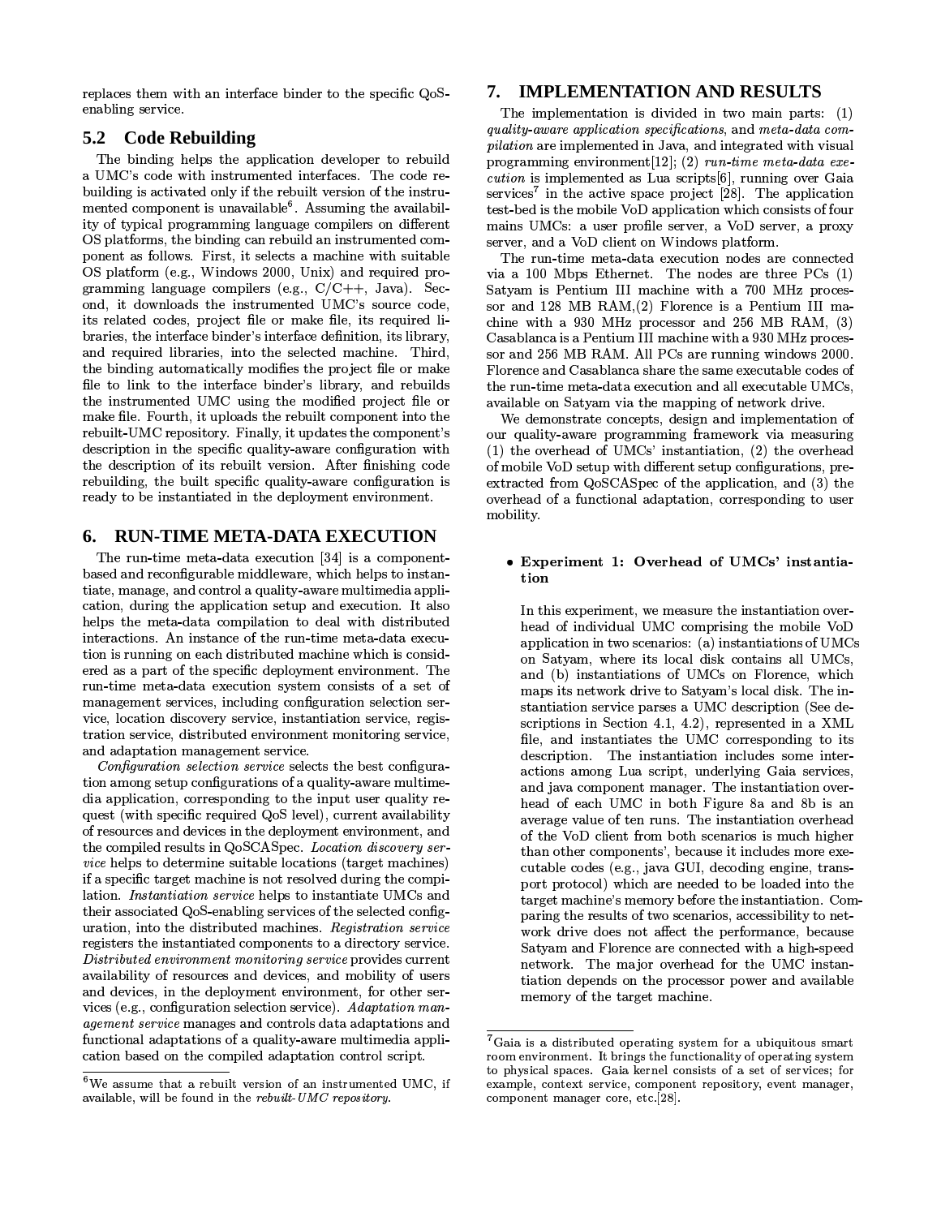replaces them with an interface binder to the specific QoS-enabling service.

## 5.2 Code Rebuilding

The binding helps the application developer to rebuild a UMC's code with instrumented interfaces. The code rebuilding is activated only if the rebuilt version of the instrumented component is unavailable[6]. Assuming the availability of typical programming language compilers on different OS platforms, the binding can rebuild an instrumented component as follows. First, it selects a machine with suitable OS platform (e.g., Windows 2000, Unix) and required programming language compilers (e.g., C/C++, Java). Second, it downloads the instrumented UMC's source code, its related codes, project file or make file, its required libraries, the interface binder's interface definition, its library, and required libraries, into the selected machine. Third, the binding automatically modifies the project file or make file to link to the interface binder's library, and rebuilds the instrumented UMC using the modified project file or make file. Fourth, it uploads the rebuilt component into the rebuilt-UMC repository. Finally, it updates the component's description in the specific quality-aware configuration with the description of its rebuilt version. After finishing code rebuilding, the built specific quality-aware configuration is ready to be instantiated in the deployment environment.

[6]We assume that a rebuilt version of an instrumented UMC, if available, will be found in the *rebuilt-UMC repository*.

# 6. RUN-TIME META-DATA EXECUTION

The run-time meta-data execution [34] is a component-based and reconfigurable middleware, which helps to instantiate, manage, and control a quality-aware multimedia application, during the application setup and execution. It also helps the meta-data compilation to deal with distributed interactions. An instance of the run-time meta-data execution is running on each distributed machine which is considered as a part of the specific deployment environment. The run-time meta-data execution system consists of a set of management services, including configuration selection service, location discovery service, instantiation service, registration service, distributed environment monitoring service, and adaptation management service.

*Configuration selection service* selects the best configuration among setup configurations of a quality-aware multimedia application, corresponding to the input user quality request (with specific required QoS level), current availability of resources and devices in the deployment environment, and the compiled results in QoSCASpec. *Location discovery service* helps to determine suitable locations (target machines) if a specific target machine is not resolved during the compilation. *Instantiation service* helps to instantiate UMCs and their associated QoS-enabling services of the selected configuration, into the distributed machines. *Registration service* registers the instantiated components to a directory service. *Distributed environment monitoring service* provides current availability of resources and devices, and mobility of users and devices, in the deployment environment, for other services (e.g., configuration selection service). *Adaptation management service* manages and controls data adaptations and functional adaptations of a quality-aware multimedia application based on the compiled adaptation control script.

# 7. IMPLEMENTATION AND RESULTS

The implementation is divided in two main parts: (1) *quality-aware application specifications*, and *meta-data compilation* are implemented in Java, and integrated with visual programming environment[12]; (2) *run-time meta-data execution* is implemented as Lua scripts[6], running over Gaia services[7] in the active space project [28]. The application test-bed is the mobile VoD application which consists of four mains UMCs: a user profile server, a VoD server, a proxy server, and a VoD client on Windows platform.

The run-time meta-data execution nodes are connected via a 100 Mbps Ethernet. The nodes are three PCs (1) Satyam is Pentium III machine with a 700 MHz processor and 128 MB RAM,(2) Florence is a Pentium III machine with a 930 MHz processor and 256 MB RAM, (3) Casablanca is a Pentium III machine with a 930 MHz processor and 256 MB RAM. All PCs are running windows 2000. Florence and Casablanca share the same executable codes of the run-time meta-data execution and all executable UMCs, available on Satyam via the mapping of network drive.

We demonstrate concepts, design and implementation of our quality-aware programming framework via measuring (1) the overhead of UMCs' instantiation, (2) the overhead of mobile VoD setup with different setup configurations, pre-extracted from QoSCASpec of the application, and (3) the overhead of a functional adaptation, corresponding to user mobility.

- **Experiment 1: Overhead of UMCs' instantiation**

  In this experiment, we measure the instantiation overhead of individual UMC comprising the mobile VoD application in two scenarios: (a) instantiations of UMCs on Satyam, where its local disk contains all UMCs, and (b) instantiations of UMCs on Florence, which maps its network drive to Satyam's local disk. The instantiation service parses a UMC description (See descriptions in Section 4.1, 4.2), represented in a XML file, and instantiates the UMC corresponding to its description. The instantiation includes some interactions among Lua script, underlying Gaia services, and java component manager. The instantiation overhead of each UMC in both Figure 8a and 8b is an average value of ten runs. The instantiation overhead of the VoD client from both scenarios is much higher than other components', because it includes more executable codes (e.g., java GUI, decoding engine, transport protocol) which are needed to be loaded into the target machine's memory before the instantiation. Comparing the results of two scenarios, accessibility to network drive does not affect the performance, because Satyam and Florence are connected with a high-speed network. The major overhead for the UMC instantiation depends on the processor power and available memory of the target machine.

[7]Gaia is a distributed operating system for a ubiquitous smart room environment. It brings the functionality of operating system to physical spaces. Gaia kernel consists of a set of services; for example, context service, component repository, event manager, component manager core, etc.[28].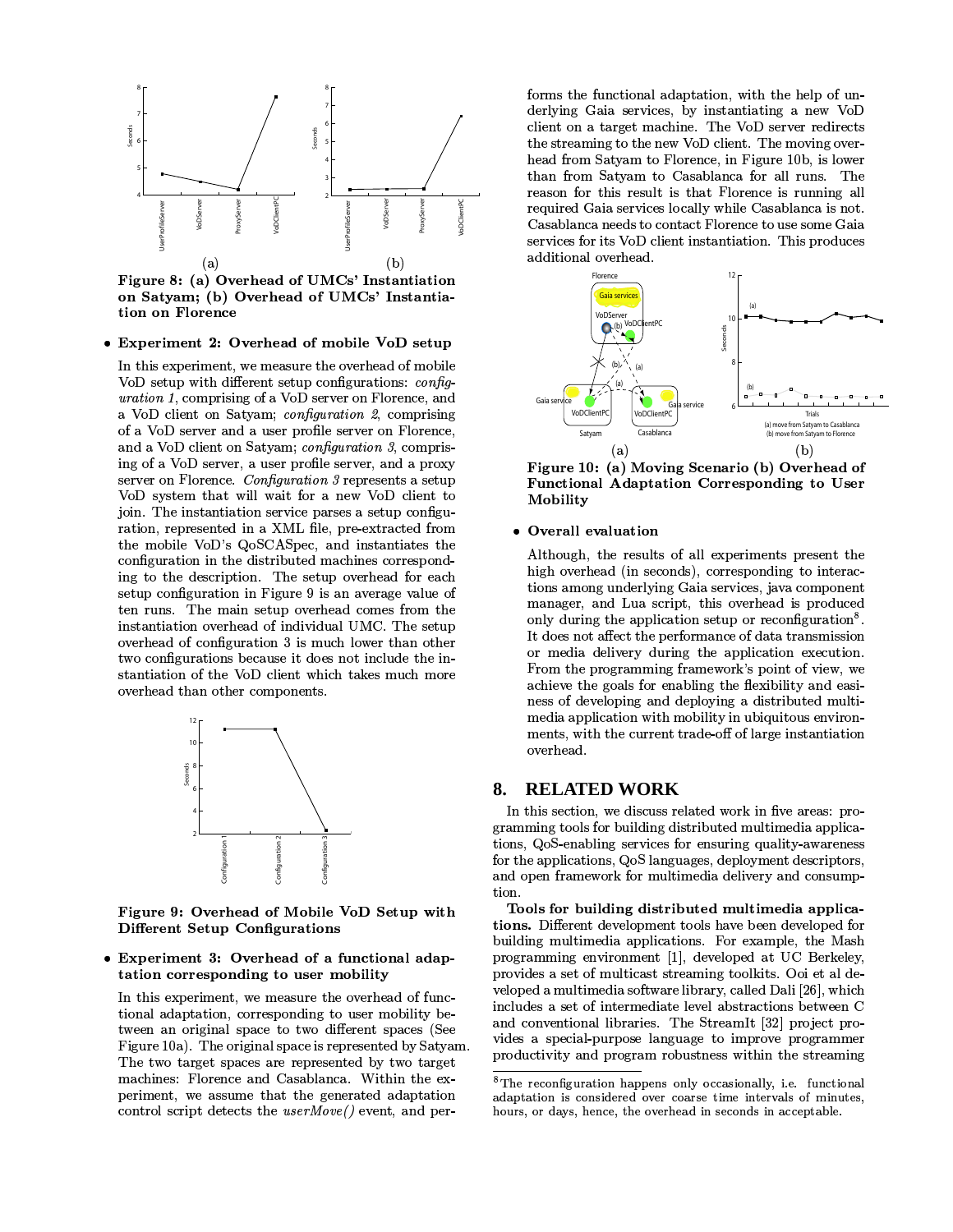Figure 8: (a) Overhead of UMCs' Instantiation on Satyam; (b) Overhead of UMCs' Instantiation on Florence

- **Experiment 2: Overhead of mobile VoD setup**

  In this experiment, we measure the overhead of mobile VoD setup with different setup configurations: *configuration 1*, comprising of a VoD server on Florence, and a VoD client on Satyam; *configuration 2*, comprising of a VoD server and a user profile server on Florence, and a VoD client on Satyam; *configuration 3*, comprising of a VoD server, a user profile server, and a proxy server on Florence. *Configuration 3* represents a setup VoD system that will wait for a new VoD client to join. The instantiation service parses a setup configuration, represented in a XML file, pre-extracted from the mobile VoD's QoSCASpec, and instantiates the configuration in the distributed machines corresponding to the description. The setup overhead for each setup configuration in Figure 9 is an average value of ten runs. The main setup overhead comes from the instantiation overhead of individual UMC. The setup overhead of configuration 3 is much lower than other two configurations because it does not include the instantiation of the VoD client which takes much more overhead than other components.

Figure 9: Overhead of Mobile VoD Setup with Different Setup Configurations

- **Experiment 3: Overhead of a functional adaptation corresponding to user mobility**

  In this experiment, we measure the overhead of functional adaptation, corresponding to user mobility between an original space to two different spaces (See Figure 10a). The original space is represented by Satyam. The two target spaces are represented by two target machines: Florence and Casablanca. Within the experiment, we assume that the generated adaptation control script detects the *userMove()* event, and performs the functional adaptation, with the help of underlying Gaia services, by instantiating a new VoD client on a target machine. The VoD server redirects the streaming to the new VoD client. The moving overhead from Satyam to Florence, in Figure 10b, is lower than from Satyam to Casablanca for all runs. The reason for this result is that Florence is running all required Gaia services locally while Casablanca is not. Casablanca needs to contact Florence to use some Gaia services for its VoD client instantiation. This produces additional overhead.

Figure 10: (a) Moving Scenario (b) Overhead of Functional Adaptation Corresponding to User Mobility

- **Overall evaluation**

  Although, the results of all experiments present the high overhead (in seconds), corresponding to interactions among underlying Gaia services, java component manager, and Lua script, this overhead is produced only during the application setup or reconfiguration[8]. It does not affect the performance of data transmission or media delivery during the application execution. From the programming framework's point of view, we achieve the goals for enabling the flexibility and easiness of developing and deploying a distributed multimedia application with mobility in ubiquitous environments, with the current trade-off of large instantiation overhead.

## 8. RELATED WORK

In this section, we discuss related work in five areas: programming tools for building distributed multimedia applications, QoS-enabling services for ensuring quality-awareness for the applications, QoS languages, deployment descriptors, and open framework for multimedia delivery and consumption.

**Tools for building distributed multimedia applications.** Different development tools have been developed for building multimedia applications. For example, the Mash programming environment [1], developed at UC Berkeley, provides a set of multicast streaming toolkits. Ooi et al developed a multimedia software library, called Dali [26], which includes a set of intermediate level abstractions between C and conventional libraries. The StreamIt [32] project provides a special-purpose language to improve programmer productivity and program robustness within the streaming

[8] The reconfiguration happens only occasionally, i.e. functional adaptation is considered over coarse time intervals of minutes, hours, or days, hence, the overhead in seconds in acceptable.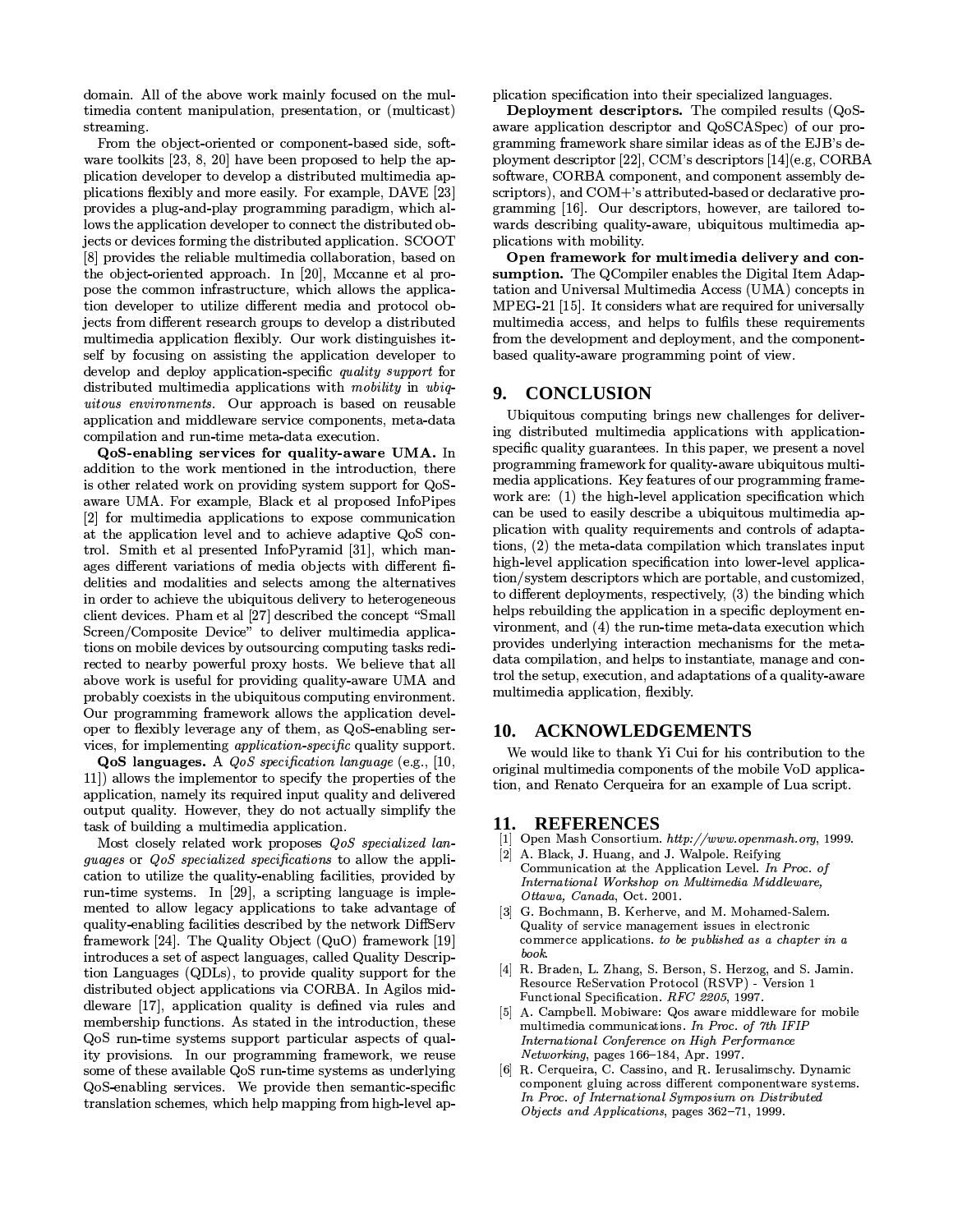domain. All of the above work mainly focused on the multimedia content manipulation, presentation, or (multicast) streaming.

From the object-oriented or component-based side, software toolkits [23, 8, 20] have been proposed to help the application developer to develop a distributed multimedia applications flexibly and more easily. For example, DAVE [23] provides a plug-and-play programming paradigm, which allows the application developer to connect the distributed objects or devices forming the distributed application. SCOOT [8] provides the reliable multimedia collaboration, based on the object-oriented approach. In [20], Mccanne et al propose the common infrastructure, which allows the application developer to utilize different media and protocol objects from different research groups to develop a distributed multimedia application flexibly. Our work distinguishes itself by focusing on assisting the application developer to develop and deploy application-specific *quality support* for distributed multimedia applications with *mobility* in *ubiquitous environments*. Our approach is based on reusable application and middleware service components, meta-data compilation and run-time meta-data execution.

**QoS-enabling services for quality-aware UMA.** In addition to the work mentioned in the introduction, there is other related work on providing system support for QoS-aware UMA. For example, Black et al proposed InfoPipes [2] for multimedia applications to expose communication at the application level and to achieve adaptive QoS control. Smith et al presented InfoPyramid [31], which manages different variations of media objects with different fidelities and modalities and selects among the alternatives in order to achieve the ubiquitous delivery to heterogeneous client devices. Pham et al [27] described the concept "Small Screen/Composite Device" to deliver multimedia applications on mobile devices by outsourcing computing tasks redirected to nearby powerful proxy hosts. We believe that all above work is useful for providing quality-aware UMA and probably coexists in the ubiquitous computing environment. Our programming framework allows the application developer to flexibly leverage any of them, as QoS-enabling services, for implementing *application-specific* quality support.

**QoS languages.** A *QoS specification language* (e.g., [10, 11]) allows the implementor to specify the properties of the application, namely its required input quality and delivered output quality. However, they do not actually simplify the task of building a multimedia application.

Most closely related work proposes *QoS specialized languages* or *QoS specialized specifications* to allow the application to utilize the quality-enabling facilities, provided by run-time systems. In [29], a scripting language is implemented to allow legacy applications to take advantage of quality-enabling facilities described by the network DiffServ framework [24]. The Quality Object (QuO) framework [19] introduces a set of aspect languages, called Quality Description Languages (QDLs), to provide quality support for the distributed object applications via CORBA. In Agilos middleware [17], application quality is defined via rules and membership functions. As stated in the introduction, these QoS run-time systems support particular aspects of quality provisions. In our programming framework, we reuse some of these available QoS run-time systems as underlying QoS-enabling services. We provide then semantic-specific translation schemes, which help mapping from high-level application specification into their specialized languages.

**Deployment descriptors.** The compiled results (QoS-aware application descriptor and QoSCASpec) of our programming framework share similar ideas as of the EJB's deployment descriptor [22], CCM's descriptors [14](e.g, CORBA software, CORBA component, and component assembly descriptors), and COM+'s attributed-based or declarative programming [16]. Our descriptors, however, are tailored towards describing quality-aware, ubiquitous multimedia applications with mobility.

**Open framework for multimedia delivery and consumption.** The QCompiler enables the Digital Item Adaptation and Universal Multimedia Access (UMA) concepts in MPEG-21 [15]. It considers what are required for universally multimedia access, and helps to fulfils these requirements from the development and deployment, and the component-based quality-aware programming point of view.

## 9. CONCLUSION

Ubiquitous computing brings new challenges for delivering distributed multimedia applications with application-specific quality guarantees. In this paper, we present a novel programming framework for quality-aware ubiquitous multimedia applications. Key features of our programming framework are: (1) the high-level application specification which can be used to easily describe a ubiquitous multimedia application with quality requirements and controls of adaptations, (2) the meta-data compilation which translates input high-level application specification into lower-level application/system descriptors which are portable, and customized, to different deployments, respectively, (3) the binding which helps rebuilding the application in a specific deployment environment, and (4) the run-time meta-data execution which provides underlying interaction mechanisms for the meta-data compilation, and helps to instantiate, manage and control the setup, execution, and adaptations of a quality-aware multimedia application, flexibly.

## 10. ACKNOWLEDGEMENTS

We would like to thank Yi Cui for his contribution to the original multimedia components of the mobile VoD application, and Renato Cerqueira for an example of Lua script.

## 11. REFERENCES

[1] Open Mash Consortium. *http://www.openmash.org*, 1999.

[2] A. Black, J. Huang, and J. Walpole. Reifying Communication at the Application Level. *In Proc. of International Workshop on Multimedia Middleware, Ottawa, Canada*, Oct. 2001.

[3] G. Bochmann, B. Kerherve, and M. Mohamed-Salem. Quality of service management issues in electronic commerce applications. *to be published as a chapter in a book*.

[4] R. Braden, L. Zhang, S. Berson, S. Herzog, and S. Jamin. Resource ReServation Protocol (RSVP) - Version 1 Functional Specification. *RFC 2205*, 1997.

[5] A. Campbell. Mobiware: Qos aware middleware for mobile multimedia communications. *In Proc. of 7th IFIP International Conference on High Performance Networking*, pages 166–184, Apr. 1997.

[6] R. Cerqueira, C. Cassino, and R. Ierusalimschy. Dynamic component gluing across different componentware systems. *In Proc. of International Symposium on Distributed Objects and Applications*, pages 362–71, 1999.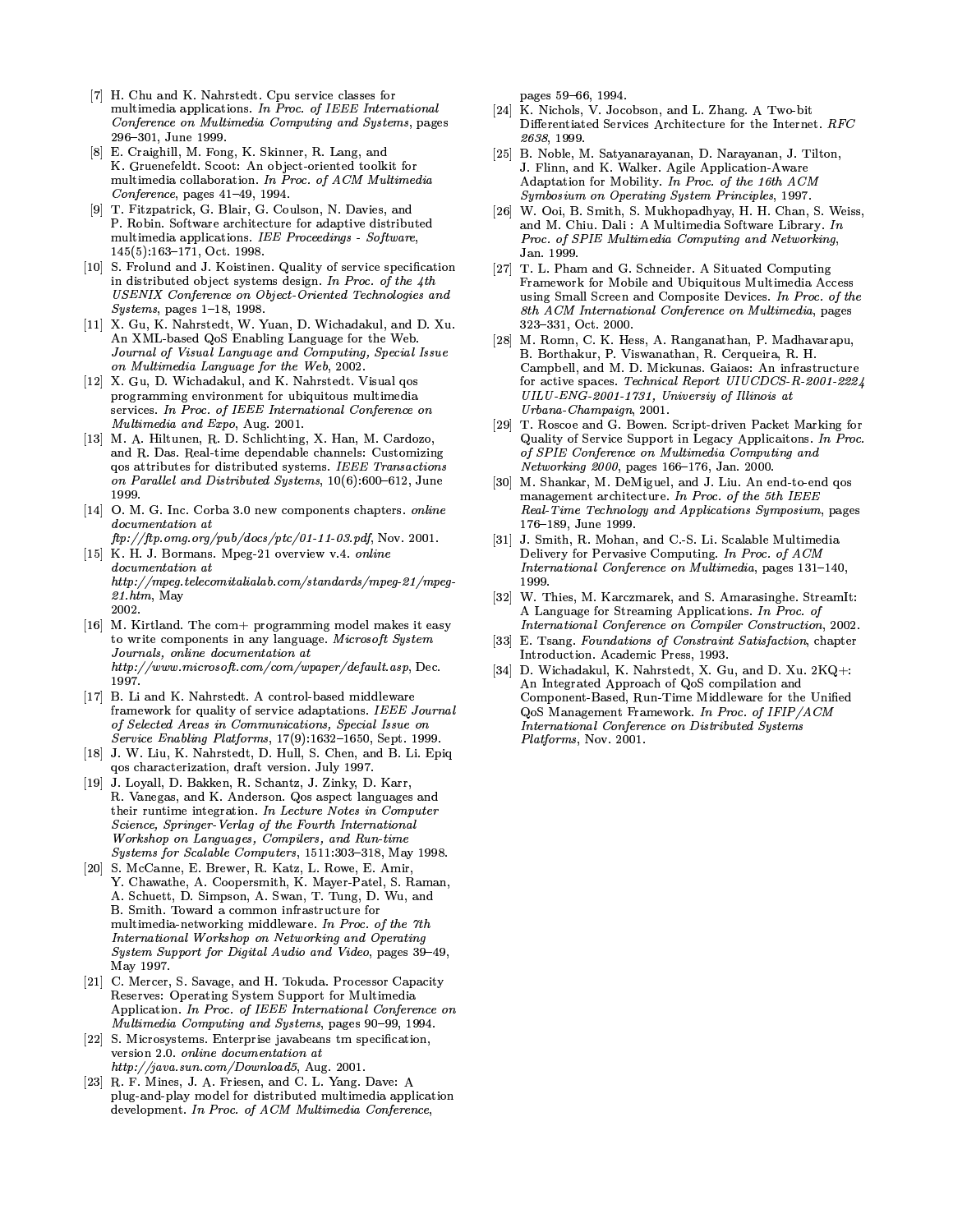[7] H. Chu and K. Nahrstedt. Cpu service classes for multimedia applications. *In Proc. of IEEE International Conference on Multimedia Computing and Systems*, pages 296–301, June 1999.

[8] E. Craighill, M. Fong, K. Skinner, R. Lang, and K. Gruenefeldt. Scoot: An object-oriented toolkit for multimedia collaboration. *In Proc. of ACM Multimedia Conference*, pages 41–49, 1994.

[9] T. Fitzpatrick, G. Blair, G. Coulson, N. Davies, and P. Robin. Software architecture for adaptive distributed multimedia applications. *IEE Proceedings - Software*, 145(5):163–171, Oct. 1998.

[10] S. Frolund and J. Koistinen. Quality of service specification in distributed object systems design. *In Proc. of the 4th USENIX Conference on Object-Oriented Technologies and Systems*, pages 1–18, 1998.

[11] X. Gu, K. Nahrstedt, W. Yuan, D. Wichadakul, and D. Xu. An XML-based QoS Enabling Language for the Web. *Journal of Visual Language and Computing, Special Issue on Multimedia Language for the Web*, 2002.

[12] X. Gu, D. Wichadakul, and K. Nahrstedt. Visual qos programming environment for ubiquitous multimedia services. *In Proc. of IEEE International Conference on Multimedia and Expo*, Aug. 2001.

[13] M. A. Hiltunen, R. D. Schlichting, X. Han, M. Cardozo, and R. Das. Real-time dependable channels: Customizing qos attributes for distributed systems. *IEEE Transactions on Parallel and Distributed Systems*, 10(6):600–612, June 1999.

[14] O. M. G. Inc. Corba 3.0 new components chapters. *online documentation at ftp://ftp.omg.org/pub/docs/ptc/01-11-03.pdf*, Nov. 2001.

[15] K. H. J. Bormans. Mpeg-21 overview v.4. *online documentation at http://mpeg.telecomitalialab.com/standards/mpeg-21/mpeg-21.htm*, May 2002.

[16] M. Kirtland. The com+ programming model makes it easy to write components in any language. *Microsoft System Journals, online documentation at http://www.microsoft.com/com/wpaper/default.asp*, Dec. 1997.

[17] B. Li and K. Nahrstedt. A control-based middleware framework for quality of service adaptations. *IEEE Journal of Selected Areas in Communications, Special Issue on Service Enabling Platforms*, 17(9):1632–1650, Sept. 1999.

[18] J. W. Liu, K. Nahrstedt, D. Hull, S. Chen, and B. Li. Epiq qos characterization, draft version. July 1997.

[19] J. Loyall, D. Bakken, R. Schantz, J. Zinky, D. Karr, R. Vanegas, and K. Anderson. Qos aspect languages and their runtime integration. *In Lecture Notes in Computer Science, Springer-Verlag of the Fourth International Workshop on Languages, Compilers, and Run-time Systems for Scalable Computers*, 1511:303–318, May 1998.

[20] S. McCanne, E. Brewer, R. Katz, L. Rowe, E. Amir, Y. Chawathe, A. Coopersmith, K. Mayer-Patel, S. Raman, A. Schuett, D. Simpson, A. Swan, T. Tung, D. Wu, and B. Smith. Toward a common infrastructure for multimedia-networking middleware. *In Proc. of the 7th International Workshop on Networking and Operating System Support for Digital Audio and Video*, pages 39–49, May 1997.

[21] C. Mercer, S. Savage, and H. Tokuda. Processor Capacity Reserves: Operating System Support for Multimedia Application. *In Proc. of IEEE International Conference on Multimedia Computing and Systems*, pages 90–99, 1994.

[22] S. Microsystems. Enterprise javabeans tm specification, version 2.0. *online documentation at http://java.sun.com/Download5*, Aug. 2001.

[23] R. F. Mines, J. A. Friesen, and C. L. Yang. Dave: A plug-and-play model for distributed multimedia application development. *In Proc. of ACM Multimedia Conference*, pages 59–66, 1994.

[24] K. Nichols, V. Jocobson, and L. Zhang. A Two-bit Differentiated Services Architecture for the Internet. *RFC 2638*, 1999.

[25] B. Noble, M. Satyanarayanan, D. Narayanan, J. Tilton, J. Flinn, and K. Walker. Agile Application-Aware Adaptation for Mobility. *In Proc. of the 16th ACM Symbosium on Operating System Principles*, 1997.

[26] W. Ooi, B. Smith, S. Mukhopadhyay, H. H. Chan, S. Weiss, and M. Chiu. Dali : A Multimedia Software Library. *In Proc. of SPIE Multimedia Computing and Networking*, Jan. 1999.

[27] T. L. Pham and G. Schneider. A Situated Computing Framework for Mobile and Ubiquitous Multimedia Access using Small Screen and Composite Devices. *In Proc. of the 8th ACM International Conference on Multimedia*, pages 323–331, Oct. 2000.

[28] M. Romn, C. K. Hess, A. Ranganathan, P. Madhavarapu, B. Borthakur, P. Viswanathan, R. Cerqueira, R. H. Campbell, and M. D. Mickunas. Gaiaos: An infrastructure for active spaces. *Technical Report UIUCDCS-R-2001-2224 UILU-ENG-2001-1731, Universiy of Illinois at Urbana-Champaign*, 2001.

[29] T. Roscoe and G. Bowen. Script-driven Packet Marking for Quality of Service Support in Legacy Applicaitons. *In Proc. of SPIE Conference on Multimedia Computing and Networking 2000*, pages 166–176, Jan. 2000.

[30] M. Shankar, M. DeMiguel, and J. Liu. An end-to-end qos management architecture. *In Proc. of the 5th IEEE Real-Time Technology and Applications Symposium*, pages 176–189, June 1999.

[31] J. Smith, R. Mohan, and C.-S. Li. Scalable Multimedia Delivery for Pervasive Computing. *In Proc. of ACM International Conference on Multimedia*, pages 131–140, 1999.

[32] W. Thies, M. Karczmarek, and S. Amarasinghe. StreamIt: A Language for Streaming Applications. *In Proc. of International Conference on Compiler Construction*, 2002.

[33] E. Tsang. *Foundations of Constraint Satisfaction*, chapter Introduction. Academic Press, 1993.

[34] D. Wichadakul, K. Nahrstedt, X. Gu, and D. Xu. 2KQ+: An Integrated Approach of QoS compilation and Component-Based, Run-Time Middleware for the Unified QoS Management Framework. *In Proc. of IFIP/ACM International Conference on Distributed Systems Platforms*, Nov. 2001.